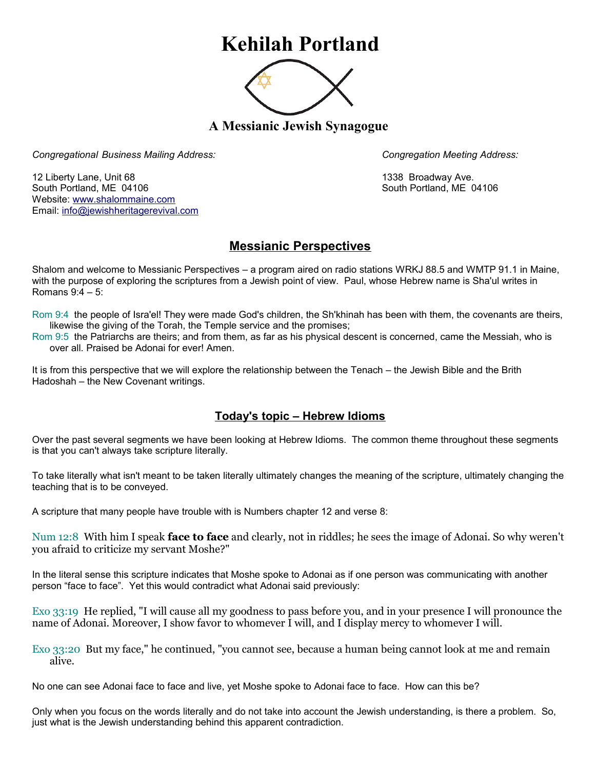# Kehilah Portland

### A Messianic Jewish Synagogue

*Congregational Business Mailing Address:*

12 Liberty Lane, Unit 68
South Portland, ME 04106
Website: www.shalommaine.com
Email: info@jewishheritagerevival.com

*Congregation Meeting Address:*

1338 Broadway Ave.
South Portland, ME 04106

## Messianic Perspectives

Shalom and welcome to Messianic Perspectives – a program aired on radio stations WRKJ 88.5 and WMTP 91.1 in Maine, with the purpose of exploring the scriptures from a Jewish point of view. Paul, whose Hebrew name is Sha'ul writes in Romans 9:4 – 5:

Rom 9:4 the people of Isra'el! They were made God's children, the Sh'khinah has been with them, the covenants are theirs, likewise the giving of the Torah, the Temple service and the promises;
Rom 9:5 the Patriarchs are theirs; and from them, as far as his physical descent is concerned, came the Messiah, who is over all. Praised be Adonai for ever! Amen.

It is from this perspective that we will explore the relationship between the Tenach – the Jewish Bible and the Brith Hadoshah – the New Covenant writings.

## Today's topic – Hebrew Idioms

Over the past several segments we have been looking at Hebrew Idioms. The common theme throughout these segments is that you can't always take scripture literally.

To take literally what isn't meant to be taken literally ultimately changes the meaning of the scripture, ultimately changing the teaching that is to be conveyed.

A scripture that many people have trouble with is Numbers chapter 12 and verse 8:

Num 12:8 With him I speak **face to face** and clearly, not in riddles; he sees the image of Adonai. So why weren't you afraid to criticize my servant Moshe?"

In the literal sense this scripture indicates that Moshe spoke to Adonai as if one person was communicating with another person "face to face". Yet this would contradict what Adonai said previously:

Exo 33:19 He replied, "I will cause all my goodness to pass before you, and in your presence I will pronounce the name of Adonai. Moreover, I show favor to whomever I will, and I display mercy to whomever I will.

Exo 33:20 But my face," he continued, "you cannot see, because a human being cannot look at me and remain alive.

No one can see Adonai face to face and live, yet Moshe spoke to Adonai face to face. How can this be?

Only when you focus on the words literally and do not take into account the Jewish understanding, is there a problem. So, just what is the Jewish understanding behind this apparent contradiction.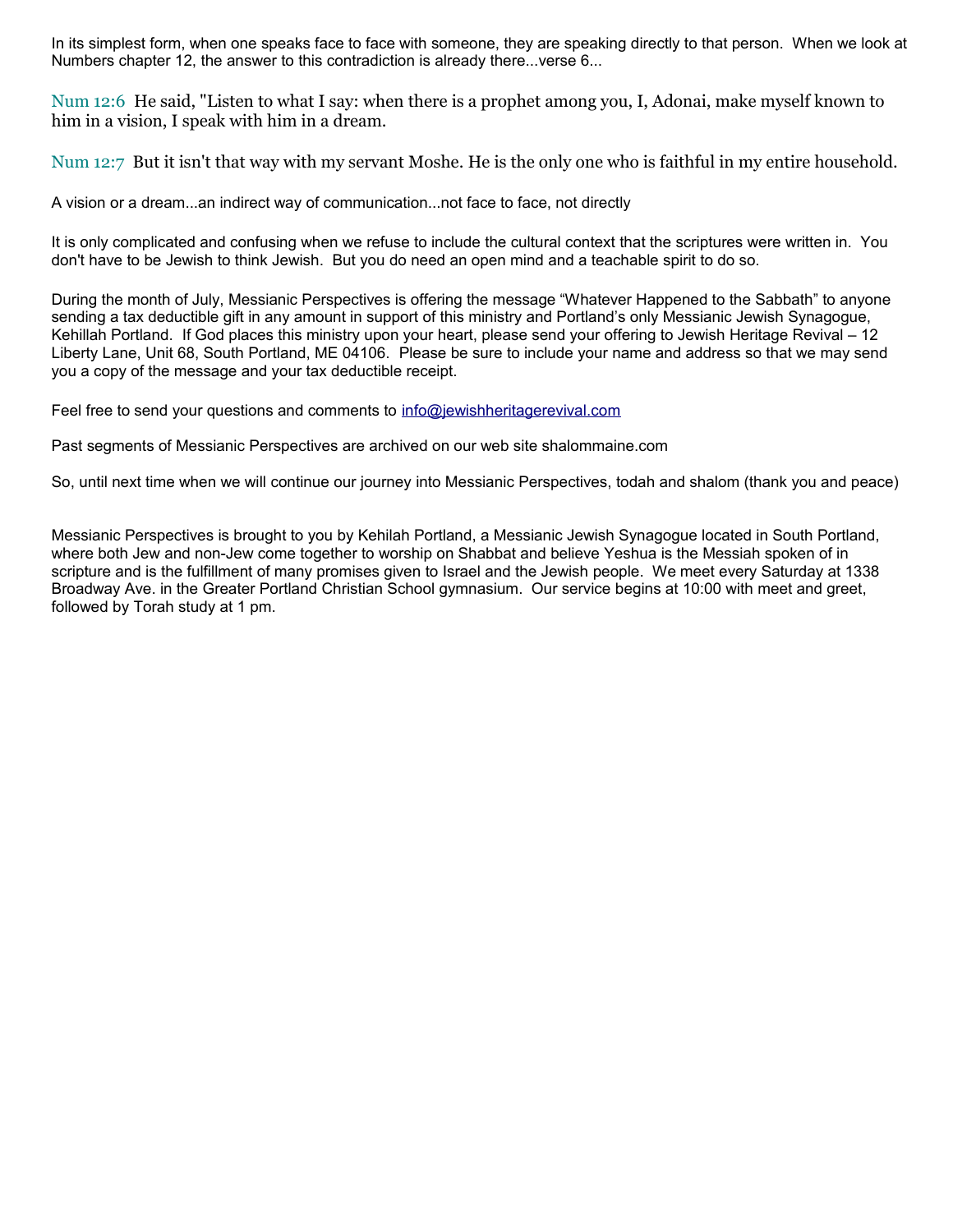In its simplest form, when one speaks face to face with someone, they are speaking directly to that person. When we look at Numbers chapter 12, the answer to this contradiction is already there...verse 6...

Num 12:6 He said, "Listen to what I say: when there is a prophet among you, I, Adonai, make myself known to him in a vision, I speak with him in a dream.

Num 12:7 But it isn't that way with my servant Moshe. He is the only one who is faithful in my entire household.

A vision or a dream...an indirect way of communication...not face to face, not directly

It is only complicated and confusing when we refuse to include the cultural context that the scriptures were written in. You don't have to be Jewish to think Jewish. But you do need an open mind and a teachable spirit to do so.

During the month of July, Messianic Perspectives is offering the message "Whatever Happened to the Sabbath" to anyone sending a tax deductible gift in any amount in support of this ministry and Portland's only Messianic Jewish Synagogue, Kehillah Portland. If God places this ministry upon your heart, please send your offering to Jewish Heritage Revival – 12 Liberty Lane, Unit 68, South Portland, ME 04106. Please be sure to include your name and address so that we may send you a copy of the message and your tax deductible receipt.

Feel free to send your questions and comments to info@jewishheritagerevival.com

Past segments of Messianic Perspectives are archived on our web site shalommaine.com

So, until next time when we will continue our journey into Messianic Perspectives, todah and shalom (thank you and peace)

Messianic Perspectives is brought to you by Kehilah Portland, a Messianic Jewish Synagogue located in South Portland, where both Jew and non-Jew come together to worship on Shabbat and believe Yeshua is the Messiah spoken of in scripture and is the fulfillment of many promises given to Israel and the Jewish people. We meet every Saturday at 1338 Broadway Ave. in the Greater Portland Christian School gymnasium. Our service begins at 10:00 with meet and greet, followed by Torah study at 1 pm.